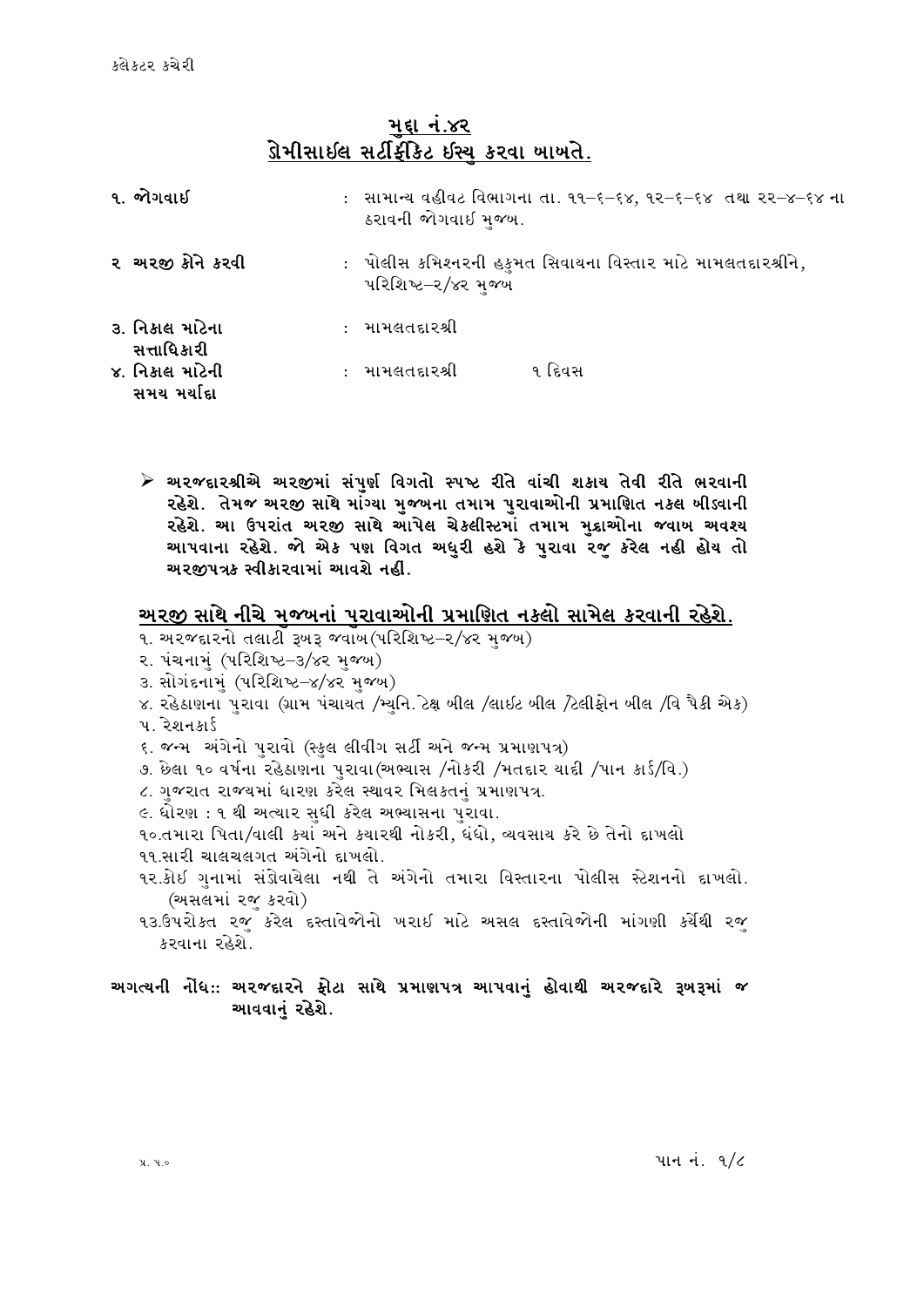કલેકટર કચેરી

## મુદ્દા નં.૪૨
## ડોમીસાઈલ સર્ટીફીકેટ ઈસ્યુ કરવા બાબતે.

| | | | |
|---|---|---|---|
| ૧. જોગવાઈ | : | સામાન્ય વહીવટ વિભાગના તા. ૧૧–૬–૬૪, ૧૨–૬–૬૪ તથા ૨૨–૪–૬૪ ના ઠરાવની જોગવાઈ મુજબ. | |
| ૨ અરજી કોને કરવી | : | પોલીસ કમિશનરની હકુમત સિવાયના વિસ્તાર માટે મામલતદારશ્રીને, પરિશિષ્ટ–૨/૪૨ મુજબ | |
| ૩. નિકાલ માટેના સત્તાધિકારી | : | મામલતદારશ્રી | |
| ૪. નિકાલ માટેની સમય મર્યાદા | : | મામલતદારશ્રી | ૧ દિવસ |

➢ **અરજદારશ્રીએ અરજીમાં સંપુર્ણ વિગતો સ્પષ્ટ રીતે વાંચી શકાય તેવી રીતે ભરવાની રહેશે. તેમજ અરજી સાથે માંગ્યા મુજબના તમામ પુરાવાઓની પ્રમાણિત નકલ બીડવાની રહેશે. આ ઉપરાંત અરજી સાથે આપેલ ચેકલીસ્ટમાં તમામ મુદ્દાઓના જવાબ અવશ્ય આપવાના રહેશે. જો એક પણ વિગત અધુરી હશે કે પુરાવા રજુ કરેલ નહી હોય તો અરજીપત્રક સ્વીકારવામાં આવશે નહીં.**

### અરજી સાથે નીચે મુજબનાં પુરાવાઓની પ્રમાણિત નકલો સામેલ કરવાની રહેશે.

૧. અરજદારનો તલાટી રૂબરૂ જવાબ(પરિશિષ્ટ–૨/૪૨ મુજબ)
૨. પંચનામું (પરિશિષ્ટ–૩/૪૨ મુજબ)
૩. સોગંદનામું (પરિશિષ્ટ–૪/૪૨ મુજબ)
૪. રહેઠાણના પુરાવા (ગ્રામ પંચાયત /મ્યુનિ. ટેક્ષ બીલ /લાઈટ બીલ /ટેલીફોન બીલ /વિ પૈકી એક)
૫. રેશનકાર્ડ
૬. જન્મ અંગેનો પુરાવો (સ્કુલ લીવીંગ સર્ટી અને જન્મ પ્રમાણપત્ર)
૭. છેલા ૧૦ વર્ષના રહેઠાણના પુરાવા(અભ્યાસ /નોકરી /મતદાર યાદી /પાન કાર્ડ/વિ.)
૮. ગુજરાત રાજ્યમાં ધારણ કરેલ સ્થાવર મિલકતનું પ્રમાણપત્ર.
૯. ધોરણ : ૧ થી અત્યાર સુધી કરેલ અભ્યાસના પુરાવા.
૧૦.તમારા પિતા/વાલી કયાં અને કયારથી નોકરી, ધંધો, વ્યવસાય કરે છે તેનો દાખલો
૧૧.સારી ચાલચલગત અંગેનો દાખલો.
૧૨.કોઈ ગુનામાં સંડોવાયેલા નથી તે અંગેનો તમારા વિસ્તારના પોલીસ સ્ટેશનનો દાખલો. (અસલમાં રજુ કરવો)
૧૩.ઉપરોકત રજુ કરેલ દસ્તાવેજોનો ખરાઈ માટે અસલ દસ્તાવેજોની માંગણી કર્યેથી રજુ કરવાના રહેશે.

**અગત્યની નોંધ:: અરજદારને ફોટા સાથે પ્રમાણપત્ર આપવાનું હોવાથી અરજદારે રૂબરૂમાં જ આવવાનું રહેશે.**

પ્ર.૫.૦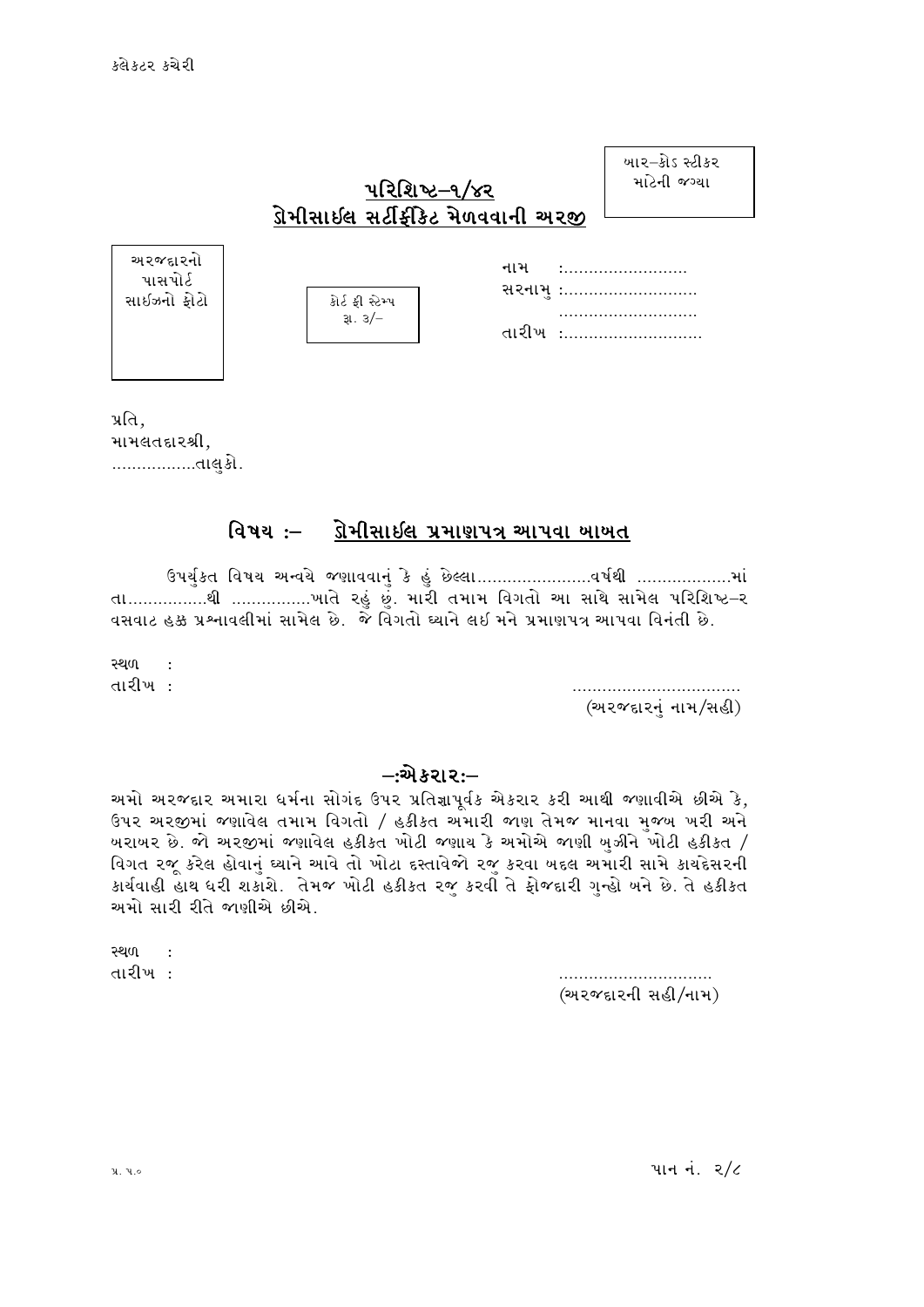કલેકટર કચેરી

બાર–કોડ સ્ટીકર માટેની જગ્યા

## પરિશિષ્ટ–૧/૪૨
## ડોમીસાઈલ સર્ટીફીકેટ મેળવવાની અરજી

અરજદારનો પાસપોર્ટ સાઈઝનો ફોટો

કોર્ટ ફી સ્ટેમ્પ રૂા. ૩/–

નામ :.........................
સરનામુ :..........................
..........................
તારીખ :...........................

પ્રતિ,
મામલતદારશ્રી,
.................તાલુકો.

### વિષય :– ડોમીસાઈલ પ્રમાણપત્ર આપવા બાબત

ઉપર્યુકત વિષય અન્વયે જણાવવાનું કે હું છેલ્લા......................વર્ષથી ..................માં તા................થી ................ખાતે રહું છું. મારી તમામ વિગતો આ સાથે સામેલ પરિશિષ્ટ–૨ વસવાટ હક્ક પ્રશ્નાવલીમાં સામેલ છે. જે વિગતો ધ્યાને લઈ મને પ્રમાણપત્ર આપવા વિનંતી છે.

સ્થળ :
તારીખ :

.................................
(અરજદારનું નામ/સહી)

### –:એકરાર:–

અમો અરજદાર અમારા ધર્મના સોગંદ ઉપર પ્રતિજ્ઞાપૂર્વક એકરાર કરી આથી જણાવીએ છીએ કે, ઉપર અરજીમાં જણાવેલ તમામ વિગતો / હકીકત અમારી જાણ તેમજ માનવા મુજબ ખરી અને બરાબર છે. જો અરજીમાં જણાવેલ હકીકત ખોટી જણાય કે અમોએ જાણી બુઝીને ખોટી હકીકત / વિગત રજૂ કરેલ હોવાનું ધ્યાને આવે તો ખોટા દસ્તાવેજો રજુ કરવા બદલ અમારી સામે કાયદેસરની કાર્યવાહી હાથ ધરી શકાશે. તેમજ ખોટી હકીકત રજુ કરવી તે ફોજદારી ગુન્હો બને છે. તે હકીકત અમો સારી રીતે જાણીએ છીએ.

સ્થળ :
તારીખ :

...............................
(અરજદારની સહી/નામ)

પ્ર. ૫.૦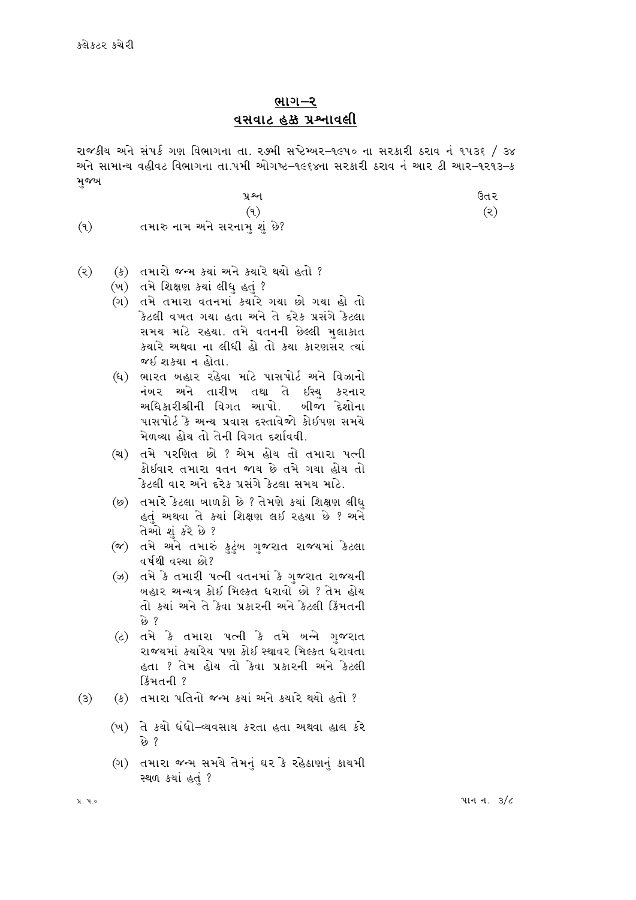કલેકટર કચેરી

## ભાગ–૨
## વસવાટ હક્ક પ્રશ્નાવલી

રાજકીય અને સંપર્ક ગણ વિભાગના તા. ૨૭મી સપ્ટેમ્બર–૧૯૫૦ ના સરકારી ઠરાવ નં ૧૫૩૬ / ૩૪ અને સામાન્ય વહીવટ વિભાગના તા.૫મી ઓગષ્ટ–૧૯૬૪ના સરકારી ઠરાવ નં આર ટી આર–૧૨૧૩–ક મુજબ

| | પ્રશ્ન | ઉતર |
|---|---|---|
| | (૧) | (૨) |

(૧) તમારુ નામ અને સરનામુ શું છે?

(૨) (ક) તમારો જન્મ કયાં અને કયારે થયો હતો ?

(ખ) તમે શિક્ષણ કયાં લીધુ હતું ?

(ગ) તમે તમારા વતનમાં કયારે ગયા છો ગયા હો તો કેટલી વખત ગયા હતા અને તે દરેક પ્રસંગે કેટલા સમય માટે રહયા. તમે વતનની છેલ્લી મુલાકાત કયારે અથવા ના લીધી હો તો કયા કારણસર ત્યાં જઈ શકયા ન હોતા.

(ઘ) ભારત બહાર રહેવા માટે પાસપોર્ટ અને વિઝાનો નંબર અને તારીખ તથા તે ઈસ્યુ કરનાર અધિકારીશ્રીની વિગત આપો. બીજા દેશોના પાસપોર્ટ કે અન્ય પ્રવાસ દસ્તાવેજો કોઈપણ સમયે મેળવ્યા હોય તો તેની વિગત દર્શાવવી.

(ચ) તમે પરણિત છો ? એમ હોય તો તમારા પત્ની કોઈવાર તમારા વતન જાય છે તમે ગયા હોય તો કેટલી વાર અને દરેક પ્રસંગે કેટલા સમય માટે.

(છ) તમારે કેટલા બાળકો છે ? તેમણે કયાં શિક્ષણ લીધુ હતું અથવા તે કયાં શિક્ષણ લઈ રહયા છે ? અને તેઓ શું કરે છે ?

(જ) તમે અને તમારું કુટુંબ ગુજરાત રાજ્યમાં કેટલા વર્ષથી વસ્યા છો?

(ઝ) તમે કે તમારી પત્ની વતનમાં કે ગુજરાત રાજ્યની બહાર અન્યત્ર કોઈ મિલ્કત ધરાવો છો ? તેમ હોય તો કયાં અને તે કેવા પ્રકારની અને કેટલી કિંમતની છે ?

(ટ) તમે કે તમારા પત્ની કે તમે બન્ને ગુજરાત રાજ્યમાં કયારેય પણ કોઈ સ્થાવર મિલ્કત ધરાવતા હતા ? તેમ હોય તો કેવા પ્રકારની અને કેટલી કિંમતની ?

(૩) (ક) તમારા પતિનો જન્મ કયાં અને કયારે થયો હતો ?

(ખ) તે કયો ધંધો–વ્યવસાય કરતા હતા અથવા હાલ કરે છે ?

(ગ) તમારા જન્મ સમયે તેમનું ઘર કે રહેઠાણનું કાયમી સ્થળ કયાં હતું ?

પ્ર. પ.૦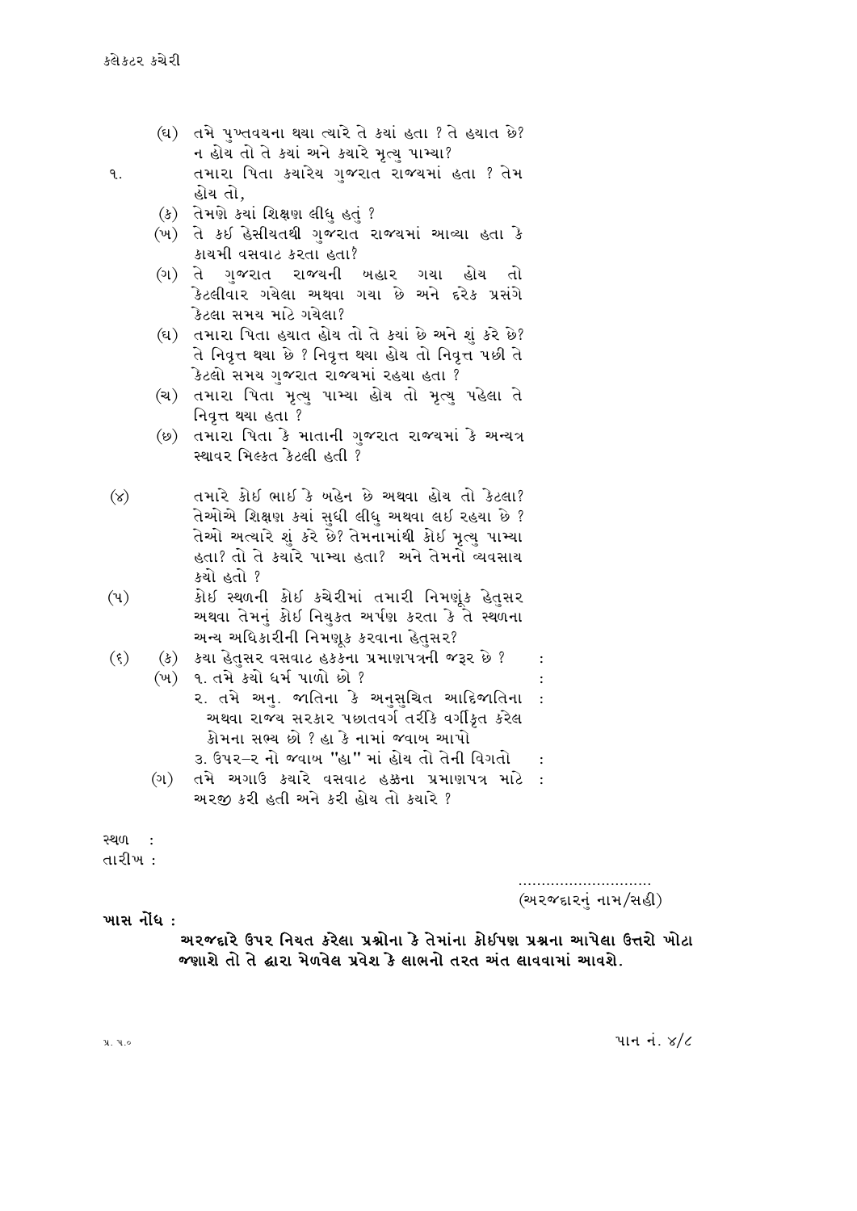(ઘ) તમે પુખ્તવયના થયા ત્યારે તે કયાં હતા ? તે હયાત છે? ન હોય તો તે કયાં અને કયારે મૃત્યુ પામ્યા?

૧. તમારા પિતા કયારેય ગુજરાત રાજયમાં હતા ? તેમ હોય તો,

(ક) તેમણે કયાં શિક્ષણ લીધુ હતું ?

(ખ) તે કઈ હેસીયતથી ગુજરાત રાજયમાં આવ્યા હતા કે કાયમી વસવાટ કરતા હતા?

(ગ) તે ગુજરાત રાજયની બહાર ગયા હોય તો કેટલીવાર ગયેલા અથવા ગયા છે અને દરેક પ્રસંગે કેટલા સમય માટે ગયેલા?

(ઘ) તમારા પિતા હયાત હોય તો તે કયાં છે અને શું કરે છે? તે નિવૃત્ત થયા છે ? નિવૃત્ત થયા હોય તો નિવૃત્ત પછી તે કેટલો સમય ગુજરાત રાજયમાં રહયા હતા ?

(ચ) તમારા પિતા મૃત્યુ પામ્યા હોય તો મૃત્યુ પહેલા તે નિવૃત્ત થયા હતા ?

(છ) તમારા પિતા કે માતાની ગુજરાત રાજયમાં કે અન્યત્ર સ્થાવર મિલ્કત કેટલી હતી ?

(૪) તમારે કોઈ ભાઈ કે બહેન છે અથવા હોય તો કેટલા? તેઓએ શિક્ષણ કયાં સુધી લીધુ અથવા લઈ રહયા છે ? તેઓ અત્યારે શું કરે છે? તેમનામાંથી કોઈ મૃત્યુ પામ્યા હતા? તો તે કયારે પામ્યા હતા? અને તેમનો વ્યવસાય કયો હતો ?

(૫) કોઈ સ્થળની કોઈ કચેરીમાં તમારી નિમણૂંક હેતુસર અથવા તેમનું કોઈ નિયુકત અર્પણ કરતા કે તે સ્થળના અન્ય અધિકારીની નિમણૂક કરવાના હેતુસર?

(૬) (ક) કયા હેતુસર વસવાટ હકકના પ્રમાણપત્રની જરૂર છે ? :

(ખ) ૧. તમે કયો ધર્મ પાળો છો ? :

૨. તમે અનુ. જાતિના કે અનુસુચિત આદિજાતિના અથવા રાજય સરકાર પછાતવર્ગ તરીકે વર્ગીકૃત કરેલ કોમના સભ્ય છો ? હા કે નામાં જવાબ આપો :

૩. ઉપર–૨ નો જવાબ "હા" માં હોય તો તેની વિગતો :

(ગ) તમે અગાઉ કયારે વસવાટ હકકના પ્રમાણપત્ર માટે અરજી કરી હતી અને કરી હોય તો કયારે ? :

સ્થળ :

તારીખ :

.............................

(અરજદારનું નામ/સહી)

**ખાસ નોંધ :**

**અરજદારે ઉપર નિયત કરેલા પ્રશ્નોના કે તેમાંના કોઈપણ પ્રશ્નના આપેલા ઉત્તરો ખોટા જણાશે તો તે દ્વારા મેળવેલ પ્રવેશ કે લાભનો તરત અંત લાવવામાં આવશે.**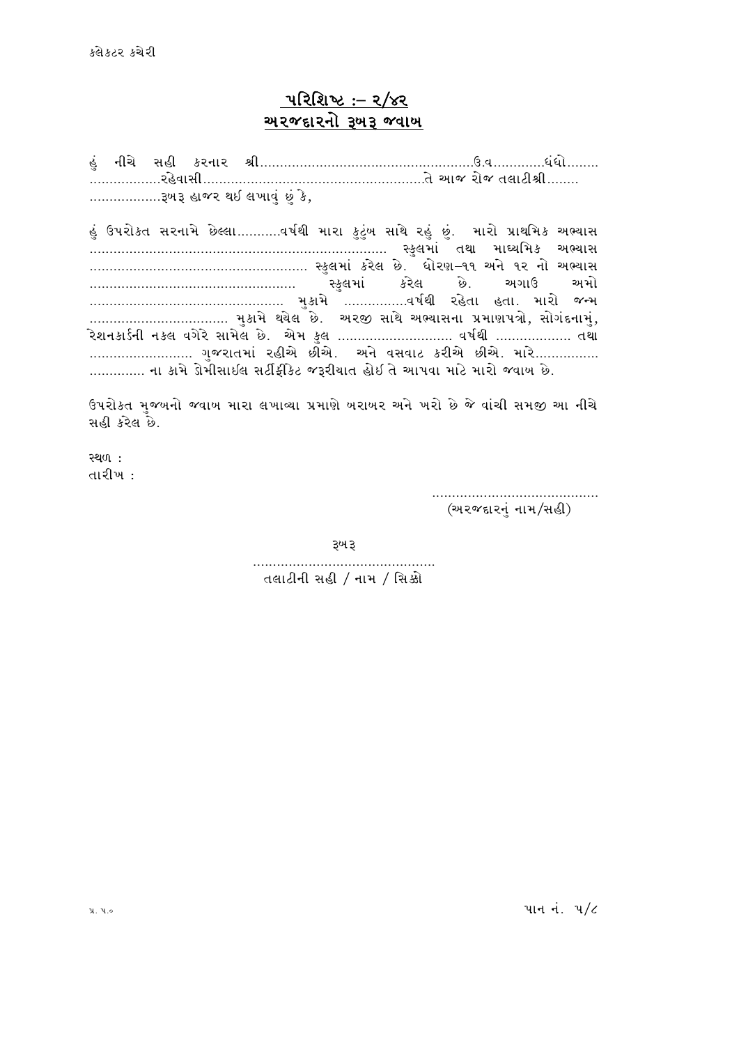## પરિશિષ્ટ :– ૨/૪૨
## અરજદારનો રૂબરૂ જવાબ

હું નીચે સહી કરનાર શ્રી.......................................................ઉ.વ.............ધંધો........ ..................રહેવાસી.........................................................તે આજ રોજ તલાટીશ્રી........ ..................રૂબરૂ હાજર થઈ લખાવું છું કે,

હું ઉપરોકત સરનામે છેલ્લા...........વર્ષથી મારા કુટુંબ સાથે રહું છું. મારો પ્રાથમિક અભ્યાસ ........................................................................... સ્કુલમાં તથા માધ્યમિક અભ્યાસ ....................................................... સ્કુલમાં કરેલ છે. ધોરણ–૧૧ અને ૧૨ નો અભ્યાસ .................................................... સ્કુલમાં કરેલ છે. અગાઉ અમો ................................................. મુકામે ................વર્ષથી રહેતા હતા. મારો જન્મ .................................... મુકામે થયેલ છે. અરજી સાથે અભ્યાસના પ્રમાણપત્રો, સોગંદનામું, રેશનકાર્ડની નકલ વગેરે સામેલ છે. એમ કુલ ............................ વર્ષથી .................. તથા .......................... ગુજરાતમાં રહીએ છીએ. અને વસવાટ કરીએ છીએ. મારે................ .............. ના કામે ડોમીસાઈલ સર્ટીફીકેટ જરૂરીયાત હોઈ તે આપવા માટે મારો જવાબ છે.

ઉપરોકત મુજબનો જવાબ મારા લખાવ્યા પ્રમાણે બરાબર અને ખરો છે જે વાંચી સમજી આ નીચે સહી કરેલ છે.

સ્થળ :
તારીખ :

..........................................
(અરજદારનું નામ/સહી)

રૂબરૂ

..............................................
તલાટીની સહી / નામ / સિક્કો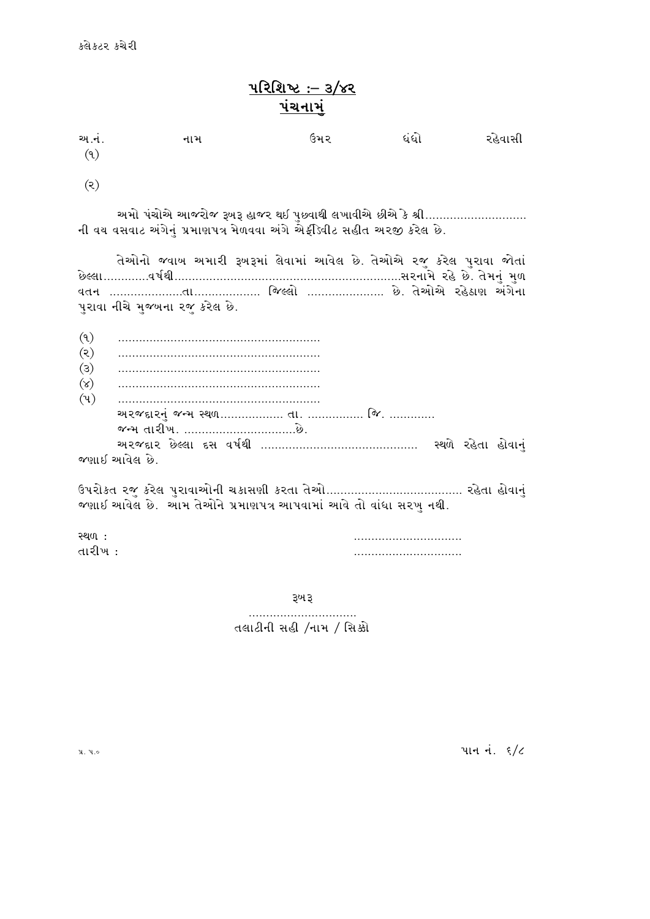## પરિશિષ્ટ :– ૩/૪૨
## પંચનામું

| અ.નં. | નામ | ઉમર | ધંધો | રહેવાસી |
|---|---|---|---|---|
| (૧) | | | | |
| (૨) | | | | |

અમો પંચોએ આજરોજ રૂબરૂ હાજર થઈ પુછવાથી લખાવીએ છીએ કે શ્રી............................ ની વય વસવાટ અંગેનું પ્રમાણપત્ર મેળવવા અંગે એફીડેવીટ સહીત અરજી કરેલ છે.

તેઓનો જવાબ અમારી રૂબરૂમાં લેવામાં આવેલ છે. તેઓએ રજુ કરેલ પુરાવા જોતાં છેલ્લા.............વર્ષથી................................................................સરનામે રહે છે. તેમનું મુળ વતન .....................તા................... જિલ્લો ..................... છે. તેઓએ રહેઠાણ અંગેના પુરાવા નીચે મુજબના રજુ કરેલ છે.

(૧) .........................................................
(૨) .........................................................
(૩) .........................................................
(૪) .........................................................
(૫) .........................................................

અરજદારનું જન્મ સ્થળ.................. તા. ................ જિ. .............
જન્મ તારીખ. ................................છે.
અરજદાર છેલ્લા દસ વર્ષથી ............................................ સ્થળે રહેતા હોવાનું જણાઈ આવેલ છે.

ઉપરોક્ત રજુ કરેલ પુરાવાઓની ચકાસણી કરતા તેઓ...................................... રહેતા હોવાનું જણાઈ આવેલ છે. આમ તેઓને પ્રમાણપત્ર આપવામાં આવે તો વાંધા સરખુ નથી.

સ્થળ : ...............................
તારીખ : ...............................

રૂબરૂ
...............................
તલાટીની સહી /નામ / સિક્કો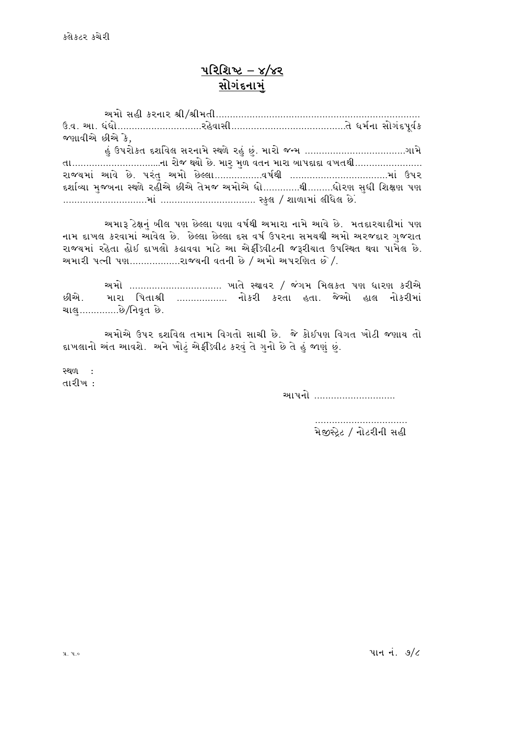કલેક્ટર કચેરી

# પરિશિષ્ટ – ૪/૪૨
## સોગંદનામું

અમો સહી કરનાર શ્રી/શ્રીમતી........................................................................ ઉ.વ. આ. ધંધો..............................રહેવાસી........................................તે ધર્મના સોગંદપૂર્વક જણાવીએ છીએ કે,

હું ઉપરોક્ત દર્શાવિલ સરનામે સ્થળે રહું છું. મારો જન્મ ....................................ગામે તા................................ના રોજ થયો છે. મારુ મુળ વતન મારા બાપદાદા વખતથી........................ રાજ્યમાં આવે છે. પરંતુ અમો છેલ્લા.................વર્ષથી ...................................માં ઉપર દર્શાવ્યા મુજબના સ્થળે રહીએ છીએ તેમજ અમોએ ધો.............થી.........ધોરણ સુધી શિક્ષણ પણ ..............................માં .................................. સ્કુલ / શાળામાં લીધેલ છે.

અમારૂ ટેક્ષનું બીલ પણ છેલ્લા ઘણા વર્ષથી અમારા નામે આવે છે. મતદારયાદીમાં પણ નામ દાખલ કરવામાં આવેલ છે. છેલ્લા છેલ્લા દસ વર્ષ ઉપરના સમયથી અમો અરજદાર ગુજરાત રાજ્યમાં રહેતા હોઈ દાખલો કઢાવવા માટે આ એફીડેવીટની જરૂરીયાત ઉપસ્થિત થવા પામેલ છે. અમારી પત્ની પણ..................રાજ્યની વતની છે / અમો અપરણિત છે /.

અમો ................................ ખાતે સ્થાવર / જંગમ મિલકત પણ ધારણ કરીએ છીએ. મારા પિતાશ્રી .................. નોકરી કરતા હતા. જેઓ હાલ નોકરીમાં ચાલુ..............છે/નિવૃત છે.

અમોએ ઉપર દર્શાવિલ તમામ વિગતો સાચી છે. જે કોઈપણ વિગત ખોટી જણાય તો દાખલાનો અંત આવશે. અને ખોટું એફીડેવીટ કરવું તે ગુનો છે તે હું જાણું છું.

સ્થળ :
તારીખ :

આપનો ............................

.................................
મેજીસ્ટ્રેટ / નોટરીની સહી

પ્ર. પ.૦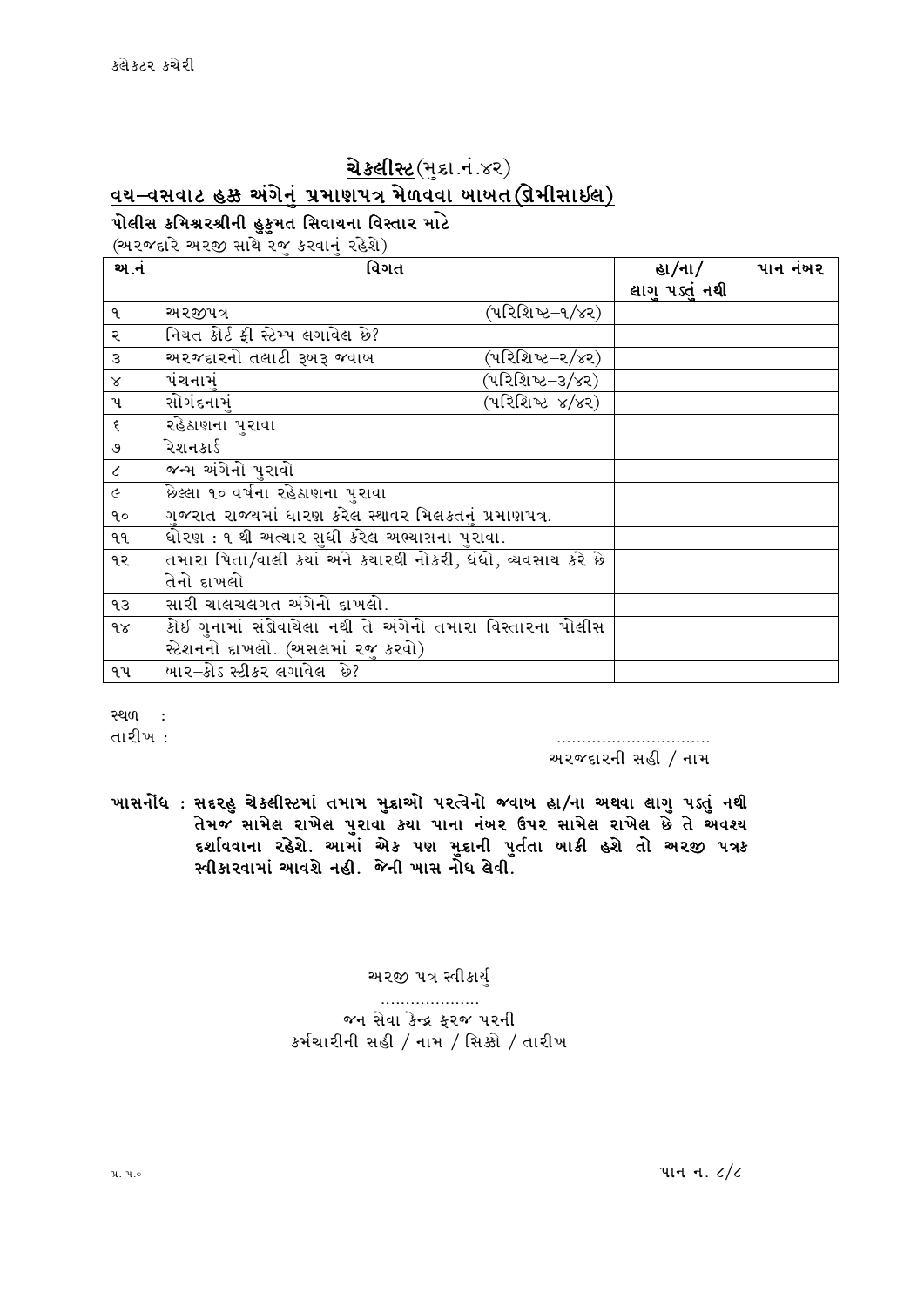કલેક્ટર કચેરી

# <u>ચેકલીસ્ટ</u>(મુદ્દા.નં.૪૨)

## <u>વય–વસવાટ હક્ક અંગેનું પ્રમાણપત્ર મેળવવા બાબત(ડોમીસાઈલ)</u>

**પોલીસ કમિશ્નરશ્રીની હુકુમત સિવાયના વિસ્તાર માટે**

(અરજદારે અરજી સાથે રજુ કરવાનું રહેશે)

| અ.નં | વિગત | હા/ના/ લાગુ પડતું નથી | પાન નંબર |
|---|---|---|---|
| ૧ | અરજીપત્ર (પરિશિષ્ટ–૧/૪૨) | | |
| ૨ | નિયત કોર્ટ ફી સ્ટેમ્પ લગાવેલ છે? | | |
| ૩ | અરજદારનો તલાટી રૂબરૂ જવાબ (પરિશિષ્ટ–૨/૪૨) | | |
| ૪ | પંચનામું (પરિશિષ્ટ–૩/૪૨) | | |
| ૫ | સોગંદનામું (પરિશિષ્ટ–૪/૪૨) | | |
| ૬ | રહેઠાણના પુરાવા | | |
| ૭ | રેશનકાર્ડ | | |
| ૮ | જન્મ અંગેનો પુરાવો | | |
| ૯ | છેલ્લા ૧૦ વર્ષના રહેઠાણના પુરાવા | | |
| ૧૦ | ગુજરાત રાજ્યમાં ધારણ કરેલ સ્થાવર મિલકતનું પ્રમાણપત્ર. | | |
| ૧૧ | ધોરણ : ૧ થી અત્યાર સુધી કરેલ અભ્યાસના પુરાવા. | | |
| ૧૨ | તમારા પિતા/વાલી કયાં અને કયારથી નોકરી, ધંધો, વ્યવસાય કરે છે તેનો દાખલો | | |
| ૧૩ | સારી ચાલચલગત અંગેનો દાખલો. | | |
| ૧૪ | કોઈ ગુનામાં સંડોવાયેલા નથી તે અંગેનો તમારા વિસ્તારના પોલીસ સ્ટેશનનો દાખલો. (અસલમાં રજુ કરવો) | | |
| ૧૫ | બાર–કોડ સ્ટીકર લગાવેલ છે? | | |

સ્થળ :

તારીખ :

...............................
અરજદારની સહી / નામ

**ખાસનોંધ : સદરહુ ચેકલીસ્ટમાં તમામ મુદ્દાઓ પરત્વેનો જવાબ હા/ના અથવા લાગુ પડતું નથી તેમજ સામેલ રાખેલ પુરાવા કયા પાના નંબર ઉપર સામેલ રાખેલ છે તે અવશ્ય દર્શાવવાના રહેશે. આમાં એક પણ મુદ્દાની પુર્તતા બાકી હશે તો અરજી પત્રક સ્વીકારવામાં આવશે નહી. જેની ખાસ નોંધ લેવી.**

અરજી પત્ર સ્વીકાર્યુ

....................

જન સેવા કેન્દ્ર ફરજ પરની
કર્મચારીની સહી / નામ / સિક્કો / તારીખ

પ્ર. ૫.૦